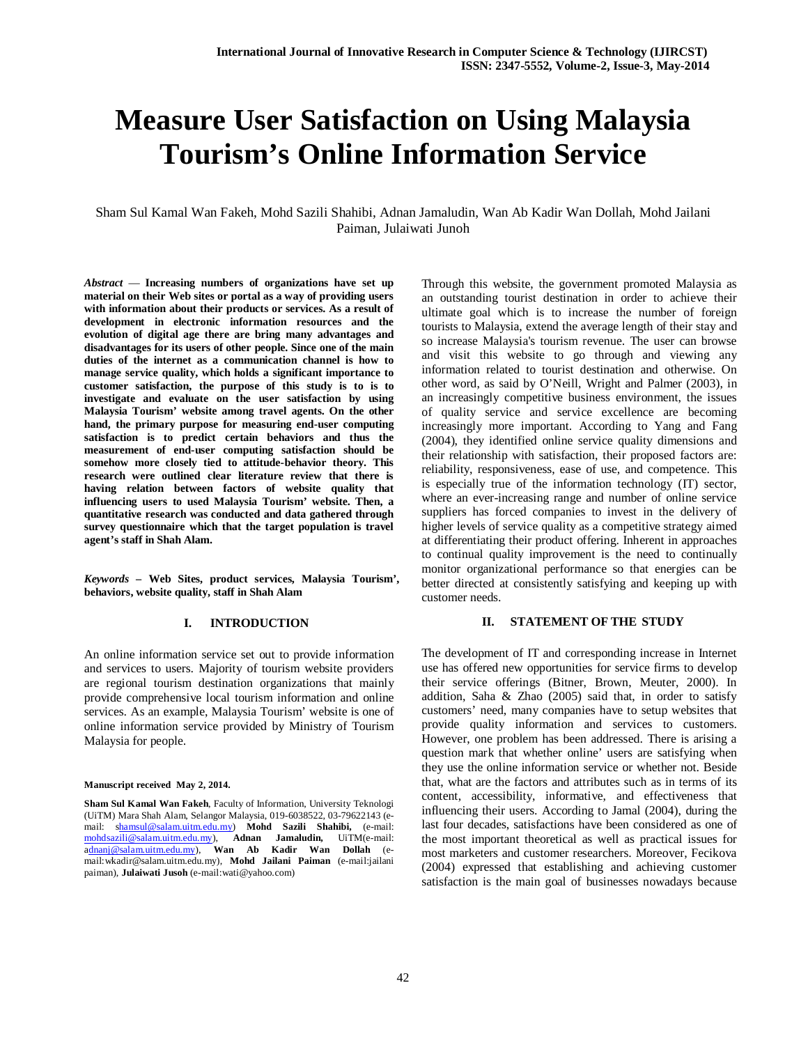# Measure User Satisfaction on Using Malaysia Tourism's Online Information Service

Sham Sul Kamal Wan Fakeh, Mohd Sazili Shahibi, Adnan Jamaludin, Wan Ab Kadir Wan Dollah, Mohd Jailani Paiman, Julaiwati Junoh

***Abstract*** **— Increasing numbers of organizations have set up material on their Web sites or portal as a way of providing users with information about their products or services. As a result of development in electronic information resources and the evolution of digital age there are bring many advantages and disadvantages for its users of other people. Since one of the main duties of the internet as a communication channel is how to manage service quality, which holds a significant importance to customer satisfaction, the purpose of this study is to is to investigate and evaluate on the user satisfaction by using Malaysia Tourism' website among travel agents. On the other hand, the primary purpose for measuring end-user computing satisfaction is to predict certain behaviors and thus the measurement of end-user computing satisfaction should be somehow more closely tied to attitude-behavior theory. This research were outlined clear literature review that there is having relation between factors of website quality that influencing users to used Malaysia Tourism' website. Then, a quantitative research was conducted and data gathered through survey questionnaire which that the target population is travel agent's staff in Shah Alam.**

***Keywords*** **– Web Sites, product services, Malaysia Tourism', behaviors, website quality, staff in Shah Alam**

## I. INTRODUCTION

An online information service set out to provide information and services to users. Majority of tourism website providers are regional tourism destination organizations that mainly provide comprehensive local tourism information and online services. As an example, Malaysia Tourism' website is one of online information service provided by Ministry of Tourism Malaysia for people.

**Manuscript received May 2, 2014.**

**Sham Sul Kamal Wan Fakeh**, Faculty of Information, University Teknologi (UiTM) Mara Shah Alam, Selangor Malaysia, 019-6038522, 03-79622143 (e-mail: shamsul@salam.uitm.edu.my) **Mohd Sazili Shahibi,** (e-mail: mohdsazili@salam.uitm.edu.my), **Adnan Jamaludin,** UiTM(e-mail: adnanj@salam.uitm.edu.my), **Wan Ab Kadir Wan Dollah** (e-mail:wkadir@salam.uitm.edu.my), **Mohd Jailani Paiman** (e-mail:jailani paiman), **Julaiwati Jusoh** (e-mail:wati@yahoo.com)

Through this website, the government promoted Malaysia as an outstanding tourist destination in order to achieve their ultimate goal which is to increase the number of foreign tourists to Malaysia, extend the average length of their stay and so increase Malaysia's tourism revenue. The user can browse and visit this website to go through and viewing any information related to tourist destination and otherwise. On other word, as said by O'Neill, Wright and Palmer (2003), in an increasingly competitive business environment, the issues of quality service and service excellence are becoming increasingly more important. According to Yang and Fang (2004), they identified online service quality dimensions and their relationship with satisfaction, their proposed factors are: reliability, responsiveness, ease of use, and competence. This is especially true of the information technology (IT) sector, where an ever-increasing range and number of online service suppliers has forced companies to invest in the delivery of higher levels of service quality as a competitive strategy aimed at differentiating their product offering. Inherent in approaches to continual quality improvement is the need to continually monitor organizational performance so that energies can be better directed at consistently satisfying and keeping up with customer needs.

## II. STATEMENT OF THE STUDY

The development of IT and corresponding increase in Internet use has offered new opportunities for service firms to develop their service offerings (Bitner, Brown, Meuter, 2000). In addition, Saha & Zhao (2005) said that, in order to satisfy customers' need, many companies have to setup websites that provide quality information and services to customers. However, one problem has been addressed. There is arising a question mark that whether online' users are satisfying when they use the online information service or whether not. Beside that, what are the factors and attributes such as in terms of its content, accessibility, informative, and effectiveness that influencing their users. According to Jamal (2004), during the last four decades, satisfactions have been considered as one of the most important theoretical as well as practical issues for most marketers and customer researchers. Moreover, Fecikova (2004) expressed that establishing and achieving customer satisfaction is the main goal of businesses nowadays because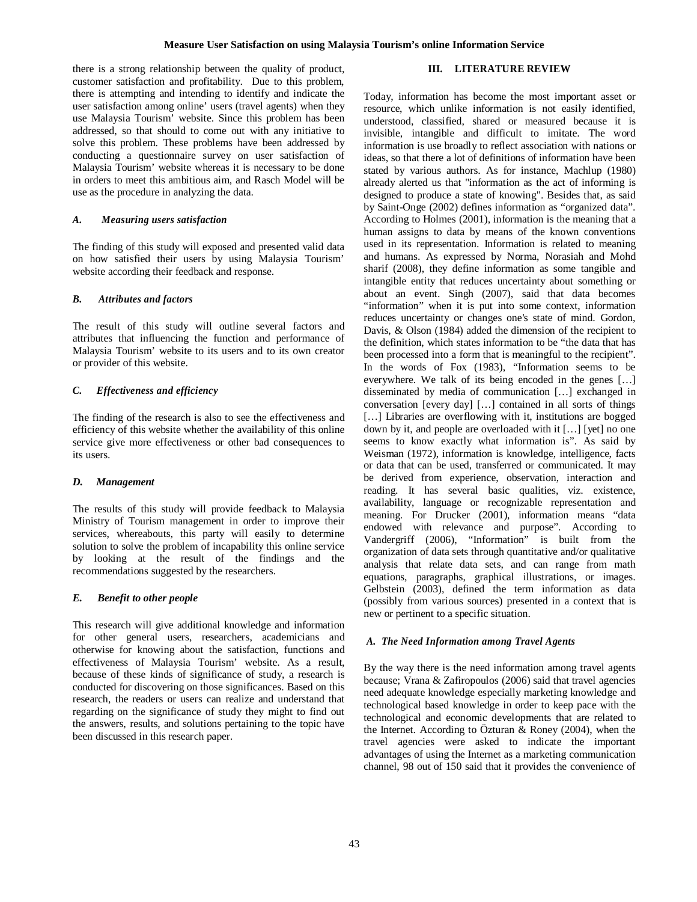there is a strong relationship between the quality of product, customer satisfaction and profitability. Due to this problem, there is attempting and intending to identify and indicate the user satisfaction among online' users (travel agents) when they use Malaysia Tourism' website. Since this problem has been addressed, so that should to come out with any initiative to solve this problem. These problems have been addressed by conducting a questionnaire survey on user satisfaction of Malaysia Tourism' website whereas it is necessary to be done in orders to meet this ambitious aim, and Rasch Model will be use as the procedure in analyzing the data.

### *A. Measuring users satisfaction*

The finding of this study will exposed and presented valid data on how satisfied their users by using Malaysia Tourism' website according their feedback and response.

### *B. Attributes and factors*

The result of this study will outline several factors and attributes that influencing the function and performance of Malaysia Tourism' website to its users and to its own creator or provider of this website.

### *C. Effectiveness and efficiency*

The finding of the research is also to see the effectiveness and efficiency of this website whether the availability of this online service give more effectiveness or other bad consequences to its users.

### *D. Management*

The results of this study will provide feedback to Malaysia Ministry of Tourism management in order to improve their services, whereabouts, this party will easily to determine solution to solve the problem of incapability this online service by looking at the result of the findings and the recommendations suggested by the researchers.

### *E. Benefit to other people*

This research will give additional knowledge and information for other general users, researchers, academicians and otherwise for knowing about the satisfaction, functions and effectiveness of Malaysia Tourism' website. As a result, because of these kinds of significance of study, a research is conducted for discovering on those significances. Based on this research, the readers or users can realize and understand that regarding on the significance of study they might to find out the answers, results, and solutions pertaining to the topic have been discussed in this research paper.

## III. LITERATURE REVIEW

Today, information has become the most important asset or resource, which unlike information is not easily identified, understood, classified, shared or measured because it is invisible, intangible and difficult to imitate. The word information is use broadly to reflect association with nations or ideas, so that there a lot of definitions of information have been stated by various authors. As for instance, Machlup (1980) already alerted us that "information as the act of informing is designed to produce a state of knowing". Besides that, as said by Saint-Onge (2002) defines information as "organized data". According to Holmes (2001), information is the meaning that a human assigns to data by means of the known conventions used in its representation. Information is related to meaning and humans. As expressed by Norma, Norasiah and Mohd sharif (2008), they define information as some tangible and intangible entity that reduces uncertainty about something or about an event. Singh (2007), said that data becomes "information" when it is put into some context, information reduces uncertainty or changes one's state of mind. Gordon, Davis, & Olson (1984) added the dimension of the recipient to the definition, which states information to be "the data that has been processed into a form that is meaningful to the recipient". In the words of Fox (1983), "Information seems to be everywhere. We talk of its being encoded in the genes […] disseminated by media of communication […] exchanged in conversation [every day] […] contained in all sorts of things […] Libraries are overflowing with it, institutions are bogged down by it, and people are overloaded with it […] [yet] no one seems to know exactly what information is". As said by Weisman (1972), information is knowledge, intelligence, facts or data that can be used, transferred or communicated. It may be derived from experience, observation, interaction and reading. It has several basic qualities, viz. existence, availability, language or recognizable representation and meaning. For Drucker (2001), information means "data endowed with relevance and purpose". According to Vandergriff (2006), "Information" is built from the organization of data sets through quantitative and/or qualitative analysis that relate data sets, and can range from math equations, paragraphs, graphical illustrations, or images. Gelbstein (2003), defined the term information as data (possibly from various sources) presented in a context that is new or pertinent to a specific situation.

### *A. The Need Information among Travel Agents*

By the way there is the need information among travel agents because; Vrana & Zafiropoulos (2006) said that travel agencies need adequate knowledge especially marketing knowledge and technological based knowledge in order to keep pace with the technological and economic developments that are related to the Internet. According to Özturan & Roney (2004), when the travel agencies were asked to indicate the important advantages of using the Internet as a marketing communication channel, 98 out of 150 said that it provides the convenience of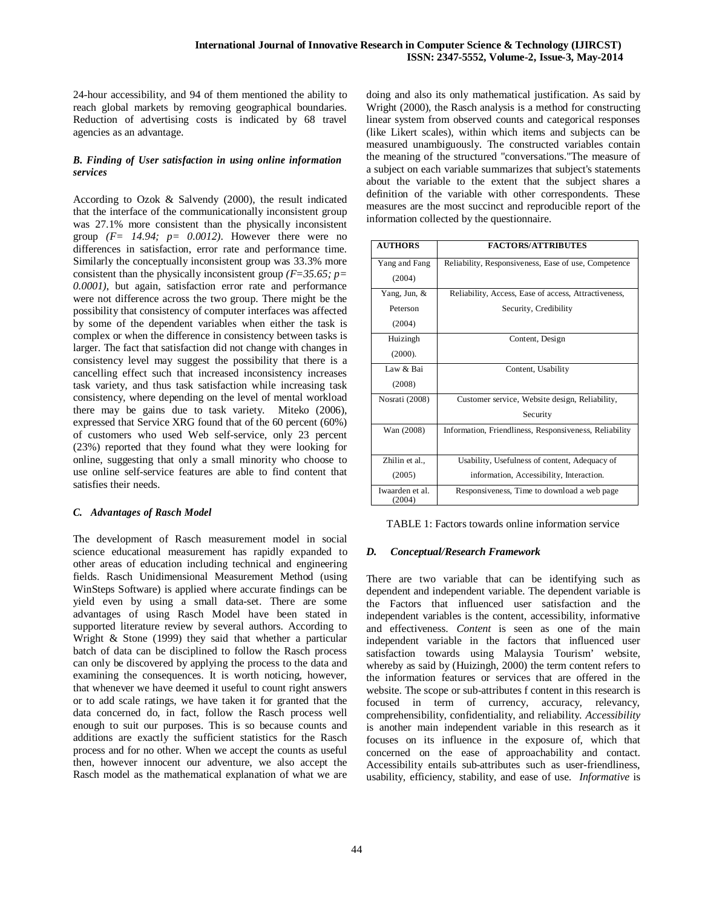24-hour accessibility, and 94 of them mentioned the ability to reach global markets by removing geographical boundaries. Reduction of advertising costs is indicated by 68 travel agencies as an advantage.

### *B. Finding of User satisfaction in using online information services*

According to Ozok & Salvendy (2000), the result indicated that the interface of the communicationally inconsistent group was 27.1% more consistent than the physically inconsistent group *(F= 14.94; p= 0.0012)*. However there were no differences in satisfaction, error rate and performance time. Similarly the conceptually inconsistent group was 33.3% more consistent than the physically inconsistent group *(F=35.65; p= 0.0001)*, but again, satisfaction error rate and performance were not difference across the two group. There might be the possibility that consistency of computer interfaces was affected by some of the dependent variables when either the task is complex or when the difference in consistency between tasks is larger. The fact that satisfaction did not change with changes in consistency level may suggest the possibility that there is a cancelling effect such that increased inconsistency increases task variety, and thus task satisfaction while increasing task consistency, where depending on the level of mental workload there may be gains due to task variety. Miteko (2006), expressed that Service XRG found that of the 60 percent (60%) of customers who used Web self-service, only 23 percent (23%) reported that they found what they were looking for online, suggesting that only a small minority who choose to use online self-service features are able to find content that satisfies their needs.

### *C. Advantages of Rasch Model*

The development of Rasch measurement model in social science educational measurement has rapidly expanded to other areas of education including technical and engineering fields. Rasch Unidimensional Measurement Method (using WinSteps Software) is applied where accurate findings can be yield even by using a small data-set. There are some advantages of using Rasch Model have been stated in supported literature review by several authors. According to Wright & Stone (1999) they said that whether a particular batch of data can be disciplined to follow the Rasch process can only be discovered by applying the process to the data and examining the consequences. It is worth noticing, however, that whenever we have deemed it useful to count right answers or to add scale ratings, we have taken it for granted that the data concerned do, in fact, follow the Rasch process well enough to suit our purposes. This is so because counts and additions are exactly the sufficient statistics for the Rasch process and for no other. When we accept the counts as useful then, however innocent our adventure, we also accept the Rasch model as the mathematical explanation of what we are doing and also its only mathematical justification. As said by Wright (2000), the Rasch analysis is a method for constructing linear system from observed counts and categorical responses (like Likert scales), within which items and subjects can be measured unambiguously. The constructed variables contain the meaning of the structured "conversations."The measure of a subject on each variable summarizes that subject's statements about the variable to the extent that the subject shares a definition of the variable with other correspondents. These measures are the most succinct and reproducible report of the information collected by the questionnaire.

| AUTHORS | FACTORS/ATTRIBUTES |
|---|---|
| Yang and Fang (2004) | Reliability, Responsiveness, Ease of use, Competence |
| Yang, Jun, & Peterson (2004) | Reliability, Access, Ease of access, Attractiveness, Security, Credibility |
| Huizingh (2000). | Content, Design |
| Law & Bai (2008) | Content, Usability |
| Nosrati (2008) | Customer service, Website design, Reliability, Security |
| Wan (2008) | Information, Friendliness, Responsiveness, Reliability |
| Zhilin et al., (2005) | Usability, Usefulness of content, Adequacy of information, Accessibility, Interaction. |
| Iwaarden et al. (2004) | Responsiveness, Time to download a web page |

TABLE 1: Factors towards online information service

### *D. Conceptual/Research Framework*

There are two variable that can be identifying such as dependent and independent variable. The dependent variable is the Factors that influenced user satisfaction and the independent variables is the content, accessibility, informative and effectiveness. *Content* is seen as one of the main independent variable in the factors that influenced user satisfaction towards using Malaysia Tourism' website, whereby as said by (Huizingh, 2000) the term content refers to the information features or services that are offered in the website. The scope or sub-attributes f content in this research is focused in term of currency, accuracy, relevancy, comprehensibility, confidentiality, and reliability. *Accessibility* is another main independent variable in this research as it focuses on its influence in the exposure of, which that concerned on the ease of approachability and contact. Accessibility entails sub-attributes such as user-friendliness, usability, efficiency, stability, and ease of use. *Informative* is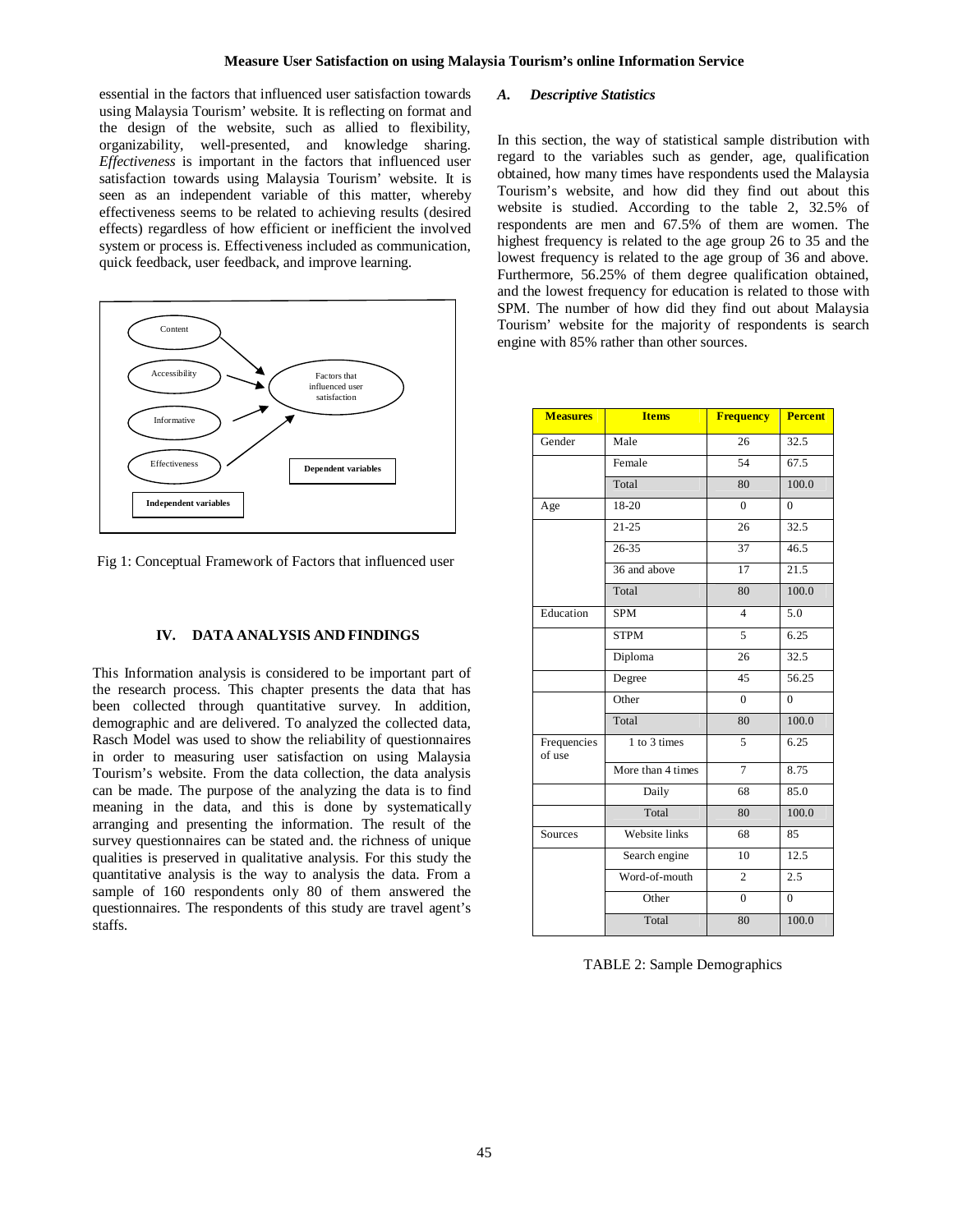essential in the factors that influenced user satisfaction towards using Malaysia Tourism' website. It is reflecting on format and the design of the website, such as allied to flexibility, organizability, well-presented, and knowledge sharing. *Effectiveness* is important in the factors that influenced user satisfaction towards using Malaysia Tourism' website. It is seen as an independent variable of this matter, whereby effectiveness seems to be related to achieving results (desired effects) regardless of how efficient or inefficient the involved system or process is. Effectiveness included as communication, quick feedback, user feedback, and improve learning.

Content

Accessibility

Informative

Effectiveness

Factors that influenced user satisfaction

**Dependent variables**

**Independent variables**

Fig 1: Conceptual Framework of Factors that influenced user

## IV. DATA ANALYSIS AND FINDINGS

This Information analysis is considered to be important part of the research process. This chapter presents the data that has been collected through quantitative survey. In addition, demographic and are delivered. To analyzed the collected data, Rasch Model was used to show the reliability of questionnaires in order to measuring user satisfaction on using Malaysia Tourism's website. From the data collection, the data analysis can be made. The purpose of the analyzing the data is to find meaning in the data, and this is done by systematically arranging and presenting the information. The result of the survey questionnaires can be stated and. the richness of unique qualities is preserved in qualitative analysis. For this study the quantitative analysis is the way to analysis the data. From a sample of 160 respondents only 80 of them answered the questionnaires. The respondents of this study are travel agent's staffs.

### *A. Descriptive Statistics*

In this section, the way of statistical sample distribution with regard to the variables such as gender, age, qualification obtained, how many times have respondents used the Malaysia Tourism's website, and how did they find out about this website is studied. According to the table 2, 32.5% of respondents are men and 67.5% of them are women. The highest frequency is related to the age group 26 to 35 and the lowest frequency is related to the age group of 36 and above. Furthermore, 56.25% of them degree qualification obtained, and the lowest frequency for education is related to those with SPM. The number of how did they find out about Malaysia Tourism' website for the majority of respondents is search engine with 85% rather than other sources.

| Measures | Items | Frequency | Percent |
|---|---|---|---|
| Gender | Male | 26 | 32.5 |
| | Female | 54 | 67.5 |
| | Total | 80 | 100.0 |
| Age | 18-20 | 0 | 0 |
| | 21-25 | 26 | 32.5 |
| | 26-35 | 37 | 46.5 |
| | 36 and above | 17 | 21.5 |
| | Total | 80 | 100.0 |
| Education | SPM | 4 | 5.0 |
| | STPM | 5 | 6.25 |
| | Diploma | 26 | 32.5 |
| | Degree | 45 | 56.25 |
| | Other | 0 | 0 |
| | Total | 80 | 100.0 |
| Frequencies of use | 1 to 3 times | 5 | 6.25 |
| | More than 4 times | 7 | 8.75 |
| | Daily | 68 | 85.0 |
| | Total | 80 | 100.0 |
| Sources | Website links | 68 | 85 |
| | Search engine | 10 | 12.5 |
| | Word-of-mouth | 2 | 2.5 |
| | Other | 0 | 0 |
| | Total | 80 | 100.0 |

TABLE 2: Sample Demographics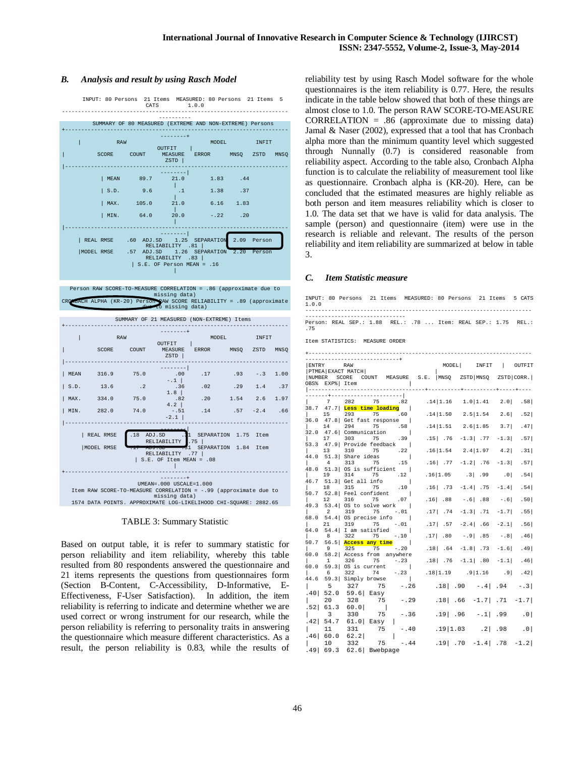### B. Analysis and result by using Rasch Model

```
INPUT: 80 Persons  21 Items  MEASURED: 80 Persons  21 Items  5 CATS       1.0.0
--------------------------------------------------------------------------------

        SUMMARY OF 80 MEASURED (EXTREME AND NON-EXTREME) Persons
+-------------------------------------------------------------------------------+
|          RAW                          MODEL         INFIT        OUTFIT      |
|        SCORE     COUNT     MEASURE    ERROR      MNSQ   ZSTD   MNSQ   ZSTD  |
|-------------------------------------------------------------------------------|
| MEAN    89.7      21.0       1.83      .44                                    |
| S.D.     9.6        .1       1.38      .37                                    |
| MAX.   105.0      21.0       6.16     1.83                                    |
| MIN.    64.0      20.0       -.22      .20                                    |
|-------------------------------------------------------------------------------|
| REAL RMSE   .60  ADJ.SD   1.25  SEPARATION  2.09  Person RELIABILITY  .81    |
|MODEL RMSE   .57  ADJ.SD   1.26  SEPARATION  2.20  Person RELIABILITY  .83    |
| S.E. OF Person MEAN = .16                                                     |
+-------------------------------------------------------------------------------+

Person RAW SCORE-TO-MEASURE CORRELATION = .86 (approximate due to missing data)
CRONBACH ALPHA (KR-20) Person RAW SCORE RELIABILITY = .89 (approximate due to missing data)

        SUMMARY OF 21 MEASURED (NON-EXTREME) Items
+-------------------------------------------------------------------------------+
|          RAW                          MODEL         INFIT        OUTFIT      |
|        SCORE     COUNT     MEASURE    ERROR      MNSQ   ZSTD   MNSQ   ZSTD  |
|-------------------------------------------------------------------------------|
| MEAN   316.9      75.0        .00      .17        .93    -.3   1.00    -.1   |
| S.D.    13.6        .2        .36      .02        .29    1.4    .37    1.8   |
| MAX.   334.0      75.0        .82      .20       1.54    2.6   1.97    4.2   |
| MIN.   282.0      74.0       -.51      .14        .57   -2.4    .66   -2.1   |
|-------------------------------------------------------------------------------|
| REAL RMSE   .18  ADJ.SD    .31  SEPARATION  1.75  Item RELIABILITY  .75      |
|MODEL RMSE   .17  ADJ.SD    .31  SEPARATION  1.84  Item RELIABILITY  .77      |
| S.E. OF Item MEAN = .08                                                       |
+-------------------------------------------------------------------------------+
UMEAN=.000 USCALE=1.000
Item RAW SCORE-TO-MEASURE CORRELATION = -.99 (approximate due to missing data)
1574 DATA POINTS. APPROXIMATE LOG-LIKELIHOOD CHI-SQUARE: 2882.65
```

TABLE 3: Summary Statistic

Based on output table, it is refer to summary statistic for person reliability and item reliability, whereby this table resulted from 80 respondents answered the questionnaire and 21 items represents the questions from questionnaires form (Section B-Content, C-Accessibility, D-Informative, E-Effectiveness, F-User Satisfaction). In addition, the item reliability is referring to indicate and determine whether we are used correct or wrong instrument for our research, while the person reliability is referring to personality traits in answering the questionnaire which measure different characteristics. As a result, the person reliability is 0.83, while the results of reliability test by using Rasch Model software for the whole questionnaires is the item reliability is 0.77. Here, the results indicate in the table below showed that both of these things are almost close to 1.0. The person RAW SCORE-TO-MEASURE CORRELATION = .86 (approximate due to missing data) Jamal & Naser (2002), expressed that a tool that has Cronbach alpha more than the minimum quantity level which suggested through Nunnally (0.7) is considered reasonable from reliability aspect. According to the table also, Cronbach Alpha function is to calculate the reliability of measurement tool like as questionnaire. Cronbach alpha is (KR-20). Here, can be concluded that the estimated measures are highly reliable as both person and item measures reliability which is closer to 1.0. The data set that we have is valid for data analysis. The sample (person) and questionnaire (item) were use in the research is reliable and relevant. The results of the person reliability and item reliability are summarized at below in table 3.

### C. Item Statistic measure

```
INPUT: 80 Persons  21 Items  MEASURED: 80 Persons  21 Items  5 CATS  1.0.0
--------------------------------------------------------------------------------
Person: REAL SEP.: 1.88  REL.: .78 ... Item: REAL SEP.: 1.75  REL.: .75

Item STATISTICS:  MEASURE ORDER
```

| ENTRY NUMBER | RAW SCORE | COUNT | MEASURE | MODEL S.E. | INFIT MNSQ | INFIT ZSTD | OUTFIT MNSQ | OUTFIT ZSTD | PTMEA CORR. | EXACT MATCH OBS% | EXACT MATCH EXP% | Item |
|---|---|---|---|---|---|---|---|---|---|---|---|---|
| 7 | 282 | 75 | .82 | .14 | 1.16 | 1.0 | 1.41 | 2.0 | .58 | 38.7 | 47.7 | **Less time loading** |
| 15 | 293 | 75 | .60 | .14 | 1.50 | 2.5 | 1.54 | 2.6 | .52 | 36.0 | 47.8 | Get fast response |
| 14 | 294 | 75 | .58 | .14 | 1.51 | 2.6 | 1.85 | 3.7 | .47 | 32.0 | 47.6 | Communication |
| 17 | 303 | 75 | .39 | .15 | .76 | -1.3 | .77 | -1.3 | .57 | 53.3 | 47.9 | Provide feedback |
| 13 | 310 | 75 | .22 | .16 | 1.54 | 2.4 | 1.97 | 4.2 | .31 | 44.0 | 51.3 | Share ideas |
| 4 | 313 | 75 | .15 | .16 | .77 | -1.2 | .76 | -1.3 | .57 | 48.0 | 51.3 | OS is sufficient |
| 19 | 314 | 75 | .12 | .16 | 1.05 | .3 | .99 | .0 | .54 | 46.7 | 51.3 | Get all info |
| 18 | 315 | 75 | .10 | .16 | .73 | -1.4 | .75 | -1.4 | .54 | 50.7 | 52.8 | Feel confident |
| 12 | 316 | 75 | .07 | .16 | .88 | -.6 | .88 | -.6 | .50 | 49.3 | 53.4 | OS to solve work |
| 2 | 319 | 75 | -.01 | .17 | .74 | -1.3 | .71 | -1.7 | .55 | 68.0 | 54.4 | OS precise info |
| 21 | 319 | 75 | -.01 | .17 | .57 | -2.4 | .66 | -2.1 | .56 | 64.0 | 54.4 | I am satisfied |
| 8 | 322 | 75 | -.10 | .17 | .80 | -.9 | .85 | -.8 | .46 | 50.7 | 56.5 | **Access any time** |
| 9 | 325 | 75 | -.20 | .18 | .64 | -1.8 | .73 | -1.6 | .49 | 60.0 | 58.2 | Access from anywhere |
| 1 | 326 | 75 | -.23 | .18 | .76 | -1.1 | .80 | -1.1 | .46 | 60.0 | 59.3 | OS is current |
| 6 | 322 | 74 | -.23 | .18 | 1.19 | .9 | 1.16 | .9 | .42 | 44.6 | 59.3 | Simply browse |
| 5 | 327 | 75 | -.26 | .18 | .90 | -.4 | .94 | -.3 | .40 | 52.0 | 59.6 | Easy |
| 20 | 328 | 75 | -.29 | .18 | .66 | -1.7 | .71 | -1.7 | .52 | 61.3 | 60.0 | |
| 3 | 330 | 75 | -.36 | .19 | .96 | -.1 | .99 | .0 | .42 | 54.7 | 61.0 | Easy |
| 11 | 331 | 75 | -.40 | .19 | 1.03 | .2 | .98 | .0 | .46 | 60.0 | 62.2 | |
| 10 | 332 | 75 | -.44 | .19 | .70 | -1.4 | .78 | -1.2 | .49 | 69.3 | 62.6 | Bwebpage |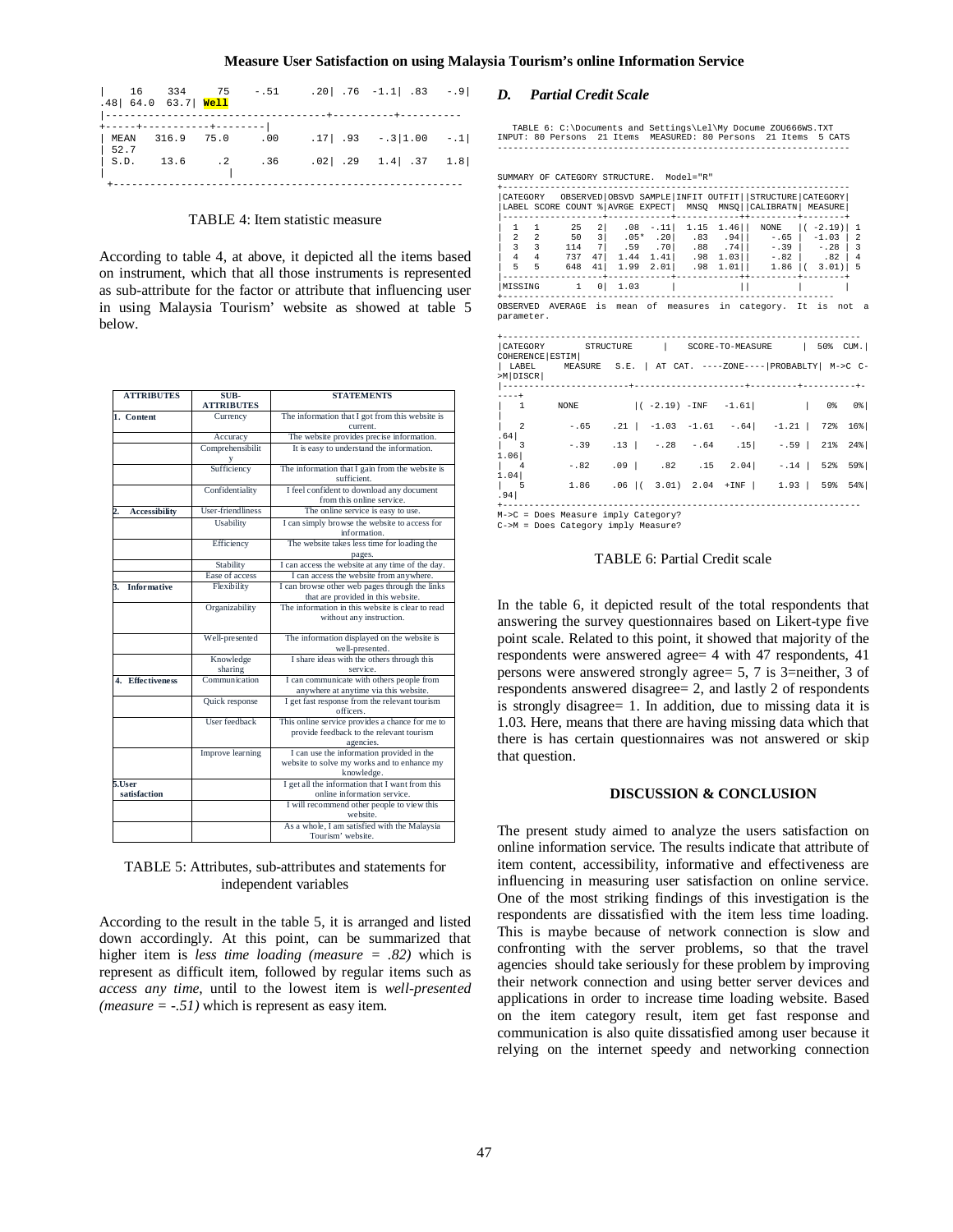```
|    16    334     75    -.51     .20| .76  -1.1| .83   -.9|
.48| 64.0  63.7| Well
|-----------------------------------+----------+----------
+-----+-----------+--------|
| MEAN   316.9  75.0     .00     .17| .93   -.3|1.00   -.1|
| 52.7
| S.D.    13.6     .2    .36     .02| .29   1.4| .37   1.8|
|                     |
 +---------------------------------------------------------
```

TABLE 4: Item statistic measure

According to table 4, at above, it depicted all the items based on instrument, which that all those instruments is represented as sub-attribute for the factor or attribute that influencing user in using Malaysia Tourism' website as showed at table 5 below.

| ATTRIBUTES | SUB-ATTRIBUTES | STATEMENTS |
|---|---|---|
| 1. Content | Currency | The information that I got from this website is current. |
| | Accuracy | The website provides precise information. |
| | Comprehensibility | It is easy to understand the information. |
| | Sufficiency | The information that I gain from the website is sufficient. |
| | Confidentiality | I feel confident to download any document from this online service. |
| 2. Accessibility | User-friendliness | The online service is easy to use. |
| | Usability | I can simply browse the website to access for information. |
| | Efficiency | The website takes less time for loading the pages. |
| | Stability | I can access the website at any time of the day. |
| | Ease of access | I can access the website from anywhere. |
| 3. Informative | Flexibility | I can browse other web pages through the links that are provided in this website. |
| | Organizability | The information in this website is clear to read without any instruction. |
| | Well-presented | The information displayed on the website is well-presented. |
| | Knowledge sharing | I share ideas with the others through this service. |
| 4. Effectiveness | Communication | I can communicate with others people from anywhere at anytime via this website. |
| | Quick response | I get fast response from the relevant tourism officers. |
| | User feedback | This online service provides a chance for me to provide feedback to the relevant tourism agencies. |
| | Improve learning | I can use the information provided in the website to solve my works and to enhance my knowledge. |
| 5.User satisfaction | | I get all the information that I want from this online information service. |
| | | I will recommend other people to view this website. |
| | | As a whole, I am satisfied with the Malaysia Tourism' website. |

TABLE 5: Attributes, sub-attributes and statements for independent variables

According to the result in the table 5, it is arranged and listed down accordingly. At this point, can be summarized that higher item is *less time loading (measure = .82)* which is represent as difficult item, followed by regular items such as *access any time*, until to the lowest item is *well-presented (measure = -.51)* which is represent as easy item.

### D. Partial Credit Scale

```
   TABLE 6: C:\Documents and Settings\Lel\My Docume ZOU666WS.TXT
INPUT: 80 Persons  21 Items  MEASURED: 80 Persons  21 Items  5 CATS
-------------------------------------------------------------------

SUMMARY OF CATEGORY STRUCTURE.  Model="R"
+-------------------------------------------------------------------
|CATEGORY   OBSERVED|OBSVD SAMPLE|INFIT OUTFIT||STRUCTURE|CATEGORY|
|LABEL SCORE COUNT %|AVRGE EXPECT|  MNSQ  MNSQ||CALIBRATN| MEASURE|
|-------------------+------------+------------++---------+--------+
|  1   1      25   2|   .08  -.11|  1.15  1.46||  NONE   |( -2.19)| 1
|  2   2      50   3|   .05*  .20|   .83   .94||   -.65  |  -1.03 | 2
|  3   3     114   7|   .59   .70|   .88   .74||   -.39  |   -.28 | 3
|  4   4     737  47|  1.44  1.41|   .98  1.03||   -.82  |    .82 | 4
|  5   5     648  41|  1.99  2.01|   .98  1.01||   1.86  |(  3.01)| 5
|-------------------+------------+------------++---------+--------+
|MISSING       1   0|  1.03      |            ||         |        |
+-------------------------------------------------------------
OBSERVED  AVERAGE  is  mean  of  measures  in  category.  It  is  not  a
parameter.

+-------------------------------------------------------------------
|CATEGORY       STRUCTURE      |    SCORE-TO-MEASURE      |  50%  CUM.|
COHERENCE|ESTIM|
| LABEL     MEASURE   S.E.  | AT CAT. ----ZONE----|PROBABLTY| M->C  C-
>M|DISCR|
|------------------------+---------------------+---------+----------+-
----+
|   1       NONE          |( -2.19) -INF   -1.61|         |   0%    0%|
|
|   2        -.65    .21 |  -1.03  -1.61   -.64|   -1.21 |  72%  16%|
.64|
|   3        -.39    .13 |   -.28   -.64    .15|    -.59 |  21%  24%|
1.06|
|   4        -.82    .09 |    .82    .15   2.04|    -.14 |  52%  59%|
1.04|
|   5        1.86    .06 |(  3.01)  2.04  +INF |    1.93 |  59%  54%|
.94|
+-------------------------------------------------------------------
M->C = Does Measure imply Category?
C->M = Does Category imply Measure?
```

TABLE 6: Partial Credit scale

In the table 6, it depicted result of the total respondents that answering the survey questionnaires based on Likert-type five point scale. Related to this point, it showed that majority of the respondents were answered agree= 4 with 47 respondents, 41 persons were answered strongly agree= 5, 7 is 3=neither, 3 of respondents answered disagree= 2, and lastly 2 of respondents is strongly disagree= 1. In addition, due to missing data it is 1.03. Here, means that there are having missing data which that there is has certain questionnaires was not answered or skip that question.

## DISCUSSION & CONCLUSION

The present study aimed to analyze the users satisfaction on online information service. The results indicate that attribute of item content, accessibility, informative and effectiveness are influencing in measuring user satisfaction on online service. One of the most striking findings of this investigation is the respondents are dissatisfied with the item less time loading. This is maybe because of network connection is slow and confronting with the server problems, so that the travel agencies should take seriously for these problem by improving their network connection and using better server devices and applications in order to increase time loading website. Based on the item category result, item get fast response and communication is also quite dissatisfied among user because it relying on the internet speedy and networking connection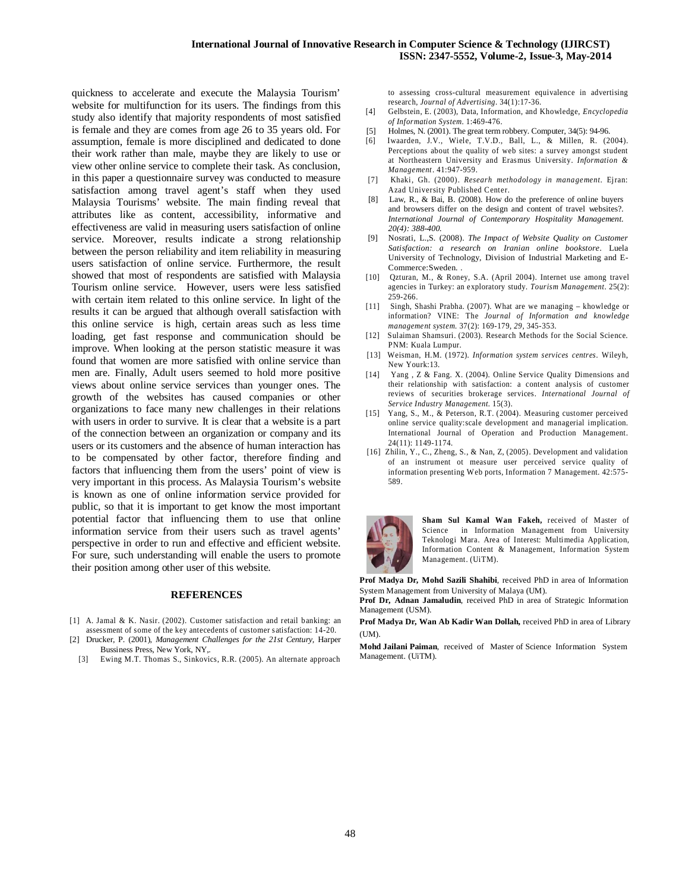quickness to accelerate and execute the Malaysia Tourism' website for multifunction for its users. The findings from this study also identify that majority respondents of most satisfied is female and they are comes from age 26 to 35 years old. For assumption, female is more disciplined and dedicated to done their work rather than male, maybe they are likely to use or view other online service to complete their task. As conclusion, in this paper a questionnaire survey was conducted to measure satisfaction among travel agent's staff when they used Malaysia Tourisms' website. The main finding reveal that attributes like as content, accessibility, informative and effectiveness are valid in measuring users satisfaction of online service. Moreover, results indicate a strong relationship between the person reliability and item reliability in measuring users satisfaction of online service. Furthermore, the result showed that most of respondents are satisfied with Malaysia Tourism online service. However, users were less satisfied with certain item related to this online service. In light of the results it can be argued that although overall satisfaction with this online service is high, certain areas such as less time loading, get fast response and communication should be improve. When looking at the person statistic measure it was found that women are more satisfied with online service than men are. Finally, Adult users seemed to hold more positive views about online service services than younger ones. The growth of the websites has caused companies or other organizations to face many new challenges in their relations with users in order to survive. It is clear that a website is a part of the connection between an organization or company and its users or its customers and the absence of human interaction has to be compensated by other factor, therefore finding and factors that influencing them from the users' point of view is very important in this process. As Malaysia Tourism's website is known as one of online information service provided for public, so that it is important to get know the most important potential factor that influencing them to use that online information service from their users such as travel agents' perspective in order to run and effective and efficient website. For sure, such understanding will enable the users to promote their position among other user of this website.

## REFERENCES

[1] A. Jamal & K. Nasir. (2002). Customer satisfaction and retail banking: an assessment of some of the key antecedents of customer satisfaction: 14-20.

[2] Drucker, P. (2001), *Management Challenges for the 21st Century,* Harper Bussiness Press, New York, NY,.

[3] Ewing M.T. Thomas S., Sinkovics, R.R. (2005). An alternate approach to assessing cross-cultural measurement equivalence in advertising research, *Journal of Advertising*. 34(1):17-36.

[4] Gelbstein, E. (2003), Data, Information, and Khowledge, *Encyclopedia of Information System*. 1:469-476.

[5] Holmes, N. (2001). The great term robbery. Computer, 34(5): 94-96.

[6] Iwaarden, J.V., Wiele, T.V.D., Ball, L., & Millen, R. (2004). Perceptions about the quality of web sites: a survey amongst student at Northeastern University and Erasmus University. *Information & Management*. 41:947-959.

[7] Khaki, Gh. (2000). *Researh methodology in management*. Ejran: Azad University Published Center.

[8] Law, R., & Bai, B. (2008). How do the preference of online buyers and browsers differ on the design and content of travel websites?. *International Journal of Contemporary Hospitality Management. 20(4): 388-400.*

[9] Nosrati, L.,S. (2008). *The Impact of Website Quality on Customer Satisfaction: a research on Iranian online bookstore*. Luela University of Technology, Division of Industrial Marketing and E-Commerce:Sweden. .

[10] Qzturan, M., & Roney, S.A. (April 2004). Internet use among travel agencies in Turkey: an exploratory study. *Tourism Management*. 25(2): 259-266.

[11] Singh, Shashi Prabha. (2007). What are we managing – khowledge or information? VINE: The *Journal of Information and knowledge management system.* 37(2): 169-179, *29*, 345-353.

[12] Sulaiman Shamsuri. (2003). Research Methods for the Social Science. PNM: Kuala Lumpur.

[13] Weisman, H.M. (1972). *Information system services centres*. Wileyh, New Yourk:13.

[14] Yang , Z & Fang. X. (2004). Online Service Quality Dimensions and their relationship with satisfaction: a content analysis of customer reviews of securities brokerage services. *International Journal of Service Industry Management.* 15(3).

[15] Yang, S., M., & Peterson, R.T. (2004). Measuring customer perceived online service quality:scale development and managerial implication. International Journal of Operation and Production Management. 24(11): 1149-1174.

[16] Zhilin, Y., C., Zheng, S., & Nan, Z, (2005). Development and validation of an instrument ot measure user perceived service quality of information presenting Web ports, Information 7 Management. 42:575-589.

**Sham Sul Kamal Wan Fakeh,** received of Master of Science in Information Management from University Teknologi Mara. Area of Interest: Multimedia Application, Information Content & Management, Information System Management. (UiTM).

**Prof Madya Dr, Mohd Sazili Shahibi**, received PhD in area of Information System Management from University of Malaya (UM).

**Prof Dr, Adnan Jamaludin**, received PhD in area of Strategic Information Management (USM).

**Prof Madya Dr, Wan Ab Kadir Wan Dollah,** received PhD in area of Library (UM).

**Mohd Jailani Paiman**, received of Master of Science Information System Management. (UiTM).